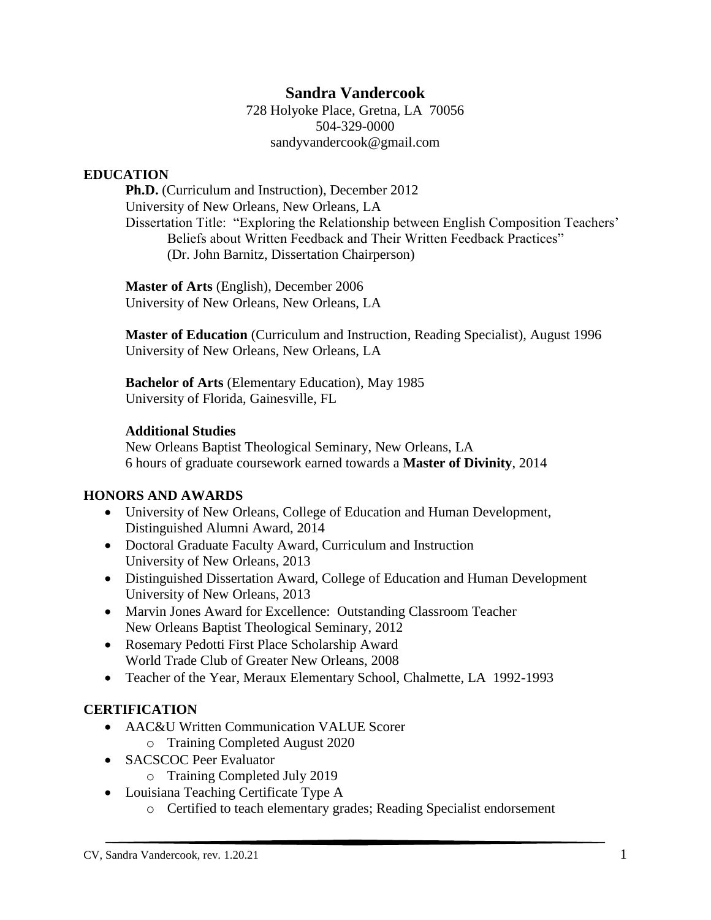# Sandra Vandercook

728 Holyoke Place, Gretna, LA 70056
504-329-0000
sandyvandercook@gmail.com

## EDUCATION

**Ph.D.** (Curriculum and Instruction), December 2012
University of New Orleans, New Orleans, LA
Dissertation Title: "Exploring the Relationship between English Composition Teachers' Beliefs about Written Feedback and Their Written Feedback Practices" (Dr. John Barnitz, Dissertation Chairperson)

**Master of Arts** (English), December 2006
University of New Orleans, New Orleans, LA

**Master of Education** (Curriculum and Instruction, Reading Specialist), August 1996
University of New Orleans, New Orleans, LA

**Bachelor of Arts** (Elementary Education), May 1985
University of Florida, Gainesville, FL

**Additional Studies**
New Orleans Baptist Theological Seminary, New Orleans, LA
6 hours of graduate coursework earned towards a **Master of Divinity**, 2014

## HONORS AND AWARDS

- University of New Orleans, College of Education and Human Development, Distinguished Alumni Award, 2014
- Doctoral Graduate Faculty Award, Curriculum and Instruction
  University of New Orleans, 2013
- Distinguished Dissertation Award, College of Education and Human Development
  University of New Orleans, 2013
- Marvin Jones Award for Excellence: Outstanding Classroom Teacher
  New Orleans Baptist Theological Seminary, 2012
- Rosemary Pedotti First Place Scholarship Award
  World Trade Club of Greater New Orleans, 2008
- Teacher of the Year, Meraux Elementary School, Chalmette, LA 1992-1993

## CERTIFICATION

- AAC&U Written Communication VALUE Scorer
  - Training Completed August 2020
- SACSCOC Peer Evaluator
  - Training Completed July 2019
- Louisiana Teaching Certificate Type A
  - Certified to teach elementary grades; Reading Specialist endorsement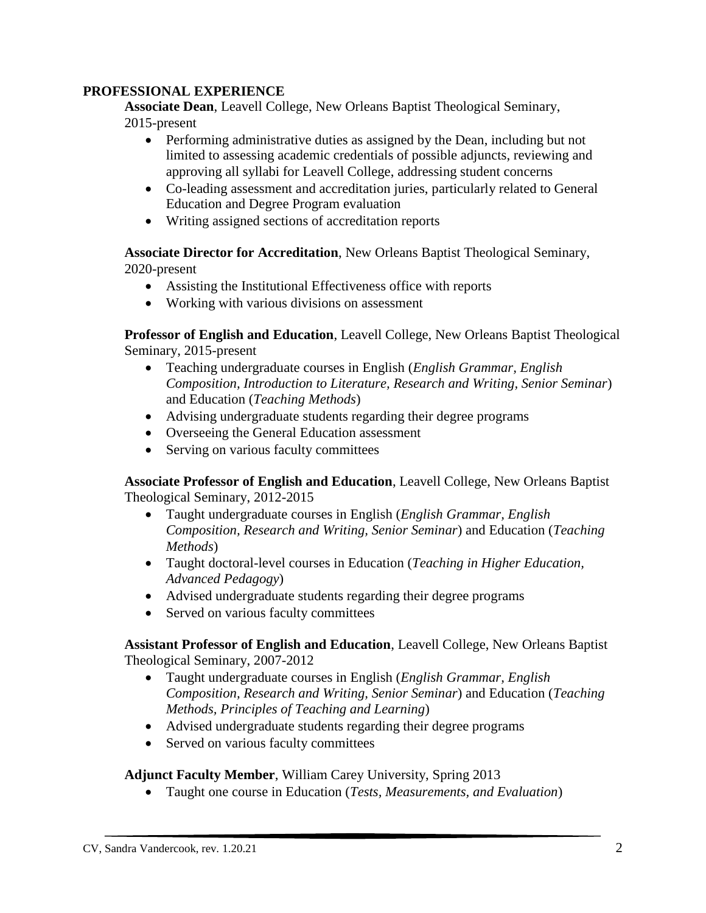## PROFESSIONAL EXPERIENCE

**Associate Dean**, Leavell College, New Orleans Baptist Theological Seminary, 2015-present

- Performing administrative duties as assigned by the Dean, including but not limited to assessing academic credentials of possible adjuncts, reviewing and approving all syllabi for Leavell College, addressing student concerns
- Co-leading assessment and accreditation juries, particularly related to General Education and Degree Program evaluation
- Writing assigned sections of accreditation reports

**Associate Director for Accreditation**, New Orleans Baptist Theological Seminary, 2020-present

- Assisting the Institutional Effectiveness office with reports
- Working with various divisions on assessment

**Professor of English and Education**, Leavell College, New Orleans Baptist Theological Seminary, 2015-present

- Teaching undergraduate courses in English (*English Grammar, English Composition, Introduction to Literature, Research and Writing, Senior Seminar*) and Education (*Teaching Methods*)
- Advising undergraduate students regarding their degree programs
- Overseeing the General Education assessment
- Serving on various faculty committees

**Associate Professor of English and Education**, Leavell College, New Orleans Baptist Theological Seminary, 2012-2015

- Taught undergraduate courses in English (*English Grammar, English Composition, Research and Writing, Senior Seminar*) and Education (*Teaching Methods*)
- Taught doctoral-level courses in Education (*Teaching in Higher Education, Advanced Pedagogy*)
- Advised undergraduate students regarding their degree programs
- Served on various faculty committees

**Assistant Professor of English and Education**, Leavell College, New Orleans Baptist Theological Seminary, 2007-2012

- Taught undergraduate courses in English (*English Grammar, English Composition, Research and Writing, Senior Seminar*) and Education (*Teaching Methods, Principles of Teaching and Learning*)
- Advised undergraduate students regarding their degree programs
- Served on various faculty committees

**Adjunct Faculty Member**, William Carey University, Spring 2013

- Taught one course in Education (*Tests, Measurements, and Evaluation*)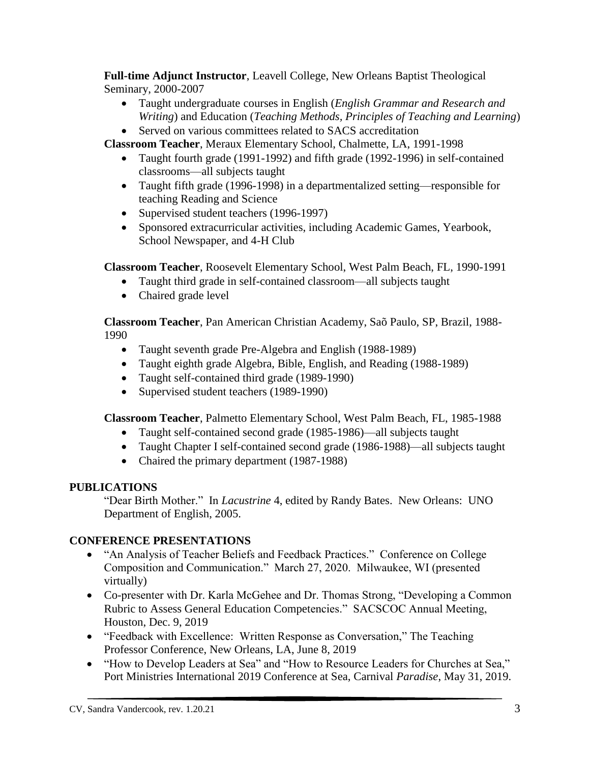**Full-time Adjunct Instructor**, Leavell College, New Orleans Baptist Theological Seminary, 2000-2007

- Taught undergraduate courses in English (*English Grammar and Research and Writing*) and Education (*Teaching Methods*, *Principles of Teaching and Learning*)
- Served on various committees related to SACS accreditation

**Classroom Teacher**, Meraux Elementary School, Chalmette, LA, 1991-1998

- Taught fourth grade (1991-1992) and fifth grade (1992-1996) in self-contained classrooms—all subjects taught
- Taught fifth grade (1996-1998) in a departmentalized setting—responsible for teaching Reading and Science
- Supervised student teachers (1996-1997)
- Sponsored extracurricular activities, including Academic Games, Yearbook, School Newspaper, and 4-H Club

**Classroom Teacher**, Roosevelt Elementary School, West Palm Beach, FL, 1990-1991

- Taught third grade in self-contained classroom—all subjects taught
- Chaired grade level

**Classroom Teacher**, Pan American Christian Academy, Saõ Paulo, SP, Brazil, 1988-1990

- Taught seventh grade Pre-Algebra and English (1988-1989)
- Taught eighth grade Algebra, Bible, English, and Reading (1988-1989)
- Taught self-contained third grade (1989-1990)
- Supervised student teachers (1989-1990)

**Classroom Teacher**, Palmetto Elementary School, West Palm Beach, FL, 1985-1988

- Taught self-contained second grade (1985-1986)—all subjects taught
- Taught Chapter I self-contained second grade (1986-1988)—all subjects taught
- Chaired the primary department (1987-1988)

## PUBLICATIONS

"Dear Birth Mother." In *Lacustrine* 4, edited by Randy Bates. New Orleans: UNO Department of English, 2005.

## CONFERENCE PRESENTATIONS

- "An Analysis of Teacher Beliefs and Feedback Practices." Conference on College Composition and Communication." March 27, 2020. Milwaukee, WI (presented virtually)
- Co-presenter with Dr. Karla McGehee and Dr. Thomas Strong, "Developing a Common Rubric to Assess General Education Competencies." SACSCOC Annual Meeting, Houston, Dec. 9, 2019
- "Feedback with Excellence: Written Response as Conversation," The Teaching Professor Conference, New Orleans, LA, June 8, 2019
- "How to Develop Leaders at Sea" and "How to Resource Leaders for Churches at Sea," Port Ministries International 2019 Conference at Sea, Carnival *Paradise*, May 31, 2019.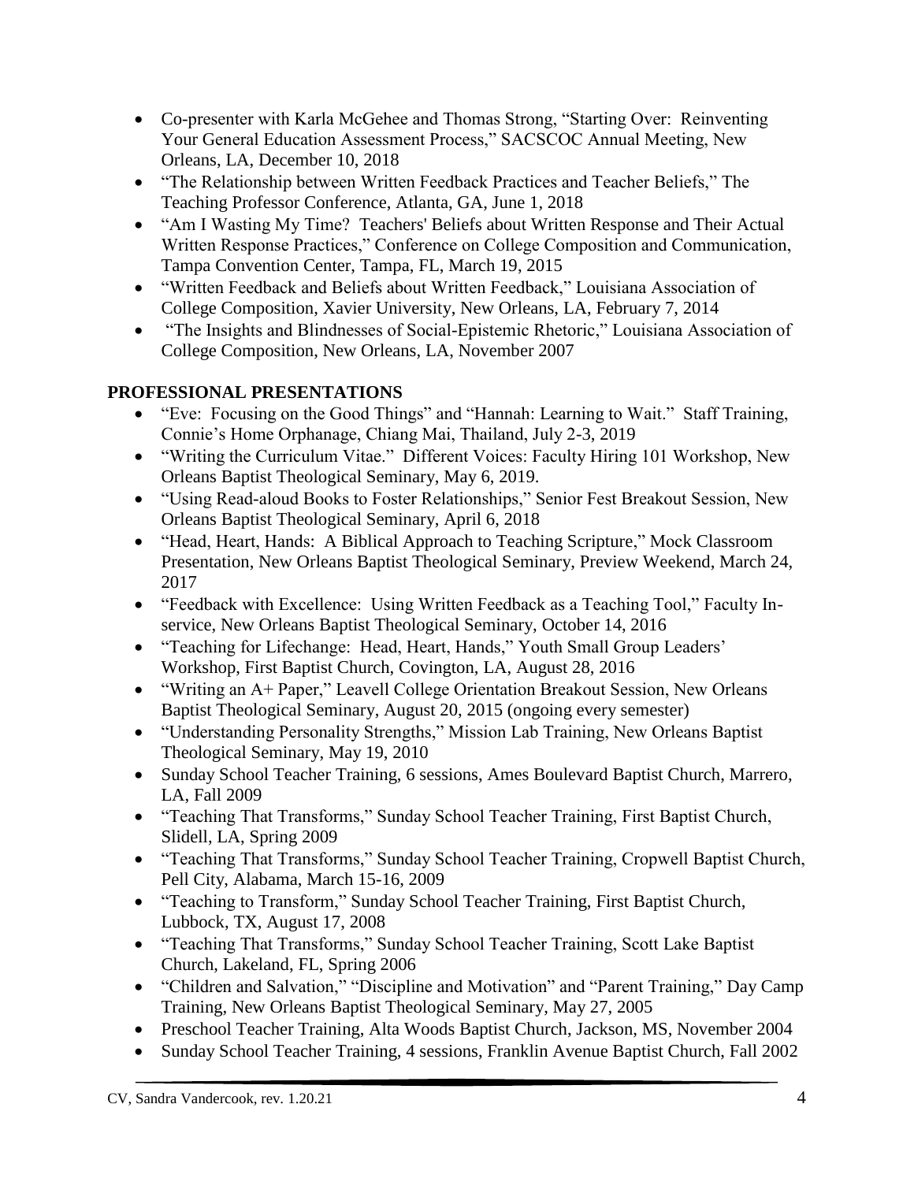- Co-presenter with Karla McGehee and Thomas Strong, "Starting Over: Reinventing Your General Education Assessment Process," SACSCOC Annual Meeting, New Orleans, LA, December 10, 2018
- "The Relationship between Written Feedback Practices and Teacher Beliefs," The Teaching Professor Conference, Atlanta, GA, June 1, 2018
- "Am I Wasting My Time? Teachers' Beliefs about Written Response and Their Actual Written Response Practices," Conference on College Composition and Communication, Tampa Convention Center, Tampa, FL, March 19, 2015
- "Written Feedback and Beliefs about Written Feedback," Louisiana Association of College Composition, Xavier University, New Orleans, LA, February 7, 2014
- "The Insights and Blindnesses of Social-Epistemic Rhetoric," Louisiana Association of College Composition, New Orleans, LA, November 2007

**PROFESSIONAL PRESENTATIONS**

- "Eve: Focusing on the Good Things" and "Hannah: Learning to Wait." Staff Training, Connie's Home Orphanage, Chiang Mai, Thailand, July 2-3, 2019
- "Writing the Curriculum Vitae." Different Voices: Faculty Hiring 101 Workshop, New Orleans Baptist Theological Seminary, May 6, 2019.
- "Using Read-aloud Books to Foster Relationships," Senior Fest Breakout Session, New Orleans Baptist Theological Seminary, April 6, 2018
- "Head, Heart, Hands: A Biblical Approach to Teaching Scripture," Mock Classroom Presentation, New Orleans Baptist Theological Seminary, Preview Weekend, March 24, 2017
- "Feedback with Excellence: Using Written Feedback as a Teaching Tool," Faculty In-service, New Orleans Baptist Theological Seminary, October 14, 2016
- "Teaching for Lifechange: Head, Heart, Hands," Youth Small Group Leaders' Workshop, First Baptist Church, Covington, LA, August 28, 2016
- "Writing an A+ Paper," Leavell College Orientation Breakout Session, New Orleans Baptist Theological Seminary, August 20, 2015 (ongoing every semester)
- "Understanding Personality Strengths," Mission Lab Training, New Orleans Baptist Theological Seminary, May 19, 2010
- Sunday School Teacher Training, 6 sessions, Ames Boulevard Baptist Church, Marrero, LA, Fall 2009
- "Teaching That Transforms," Sunday School Teacher Training, First Baptist Church, Slidell, LA, Spring 2009
- "Teaching That Transforms," Sunday School Teacher Training, Cropwell Baptist Church, Pell City, Alabama, March 15-16, 2009
- "Teaching to Transform," Sunday School Teacher Training, First Baptist Church, Lubbock, TX, August 17, 2008
- "Teaching That Transforms," Sunday School Teacher Training, Scott Lake Baptist Church, Lakeland, FL, Spring 2006
- "Children and Salvation," "Discipline and Motivation" and "Parent Training," Day Camp Training, New Orleans Baptist Theological Seminary, May 27, 2005
- Preschool Teacher Training, Alta Woods Baptist Church, Jackson, MS, November 2004
- Sunday School Teacher Training, 4 sessions, Franklin Avenue Baptist Church, Fall 2002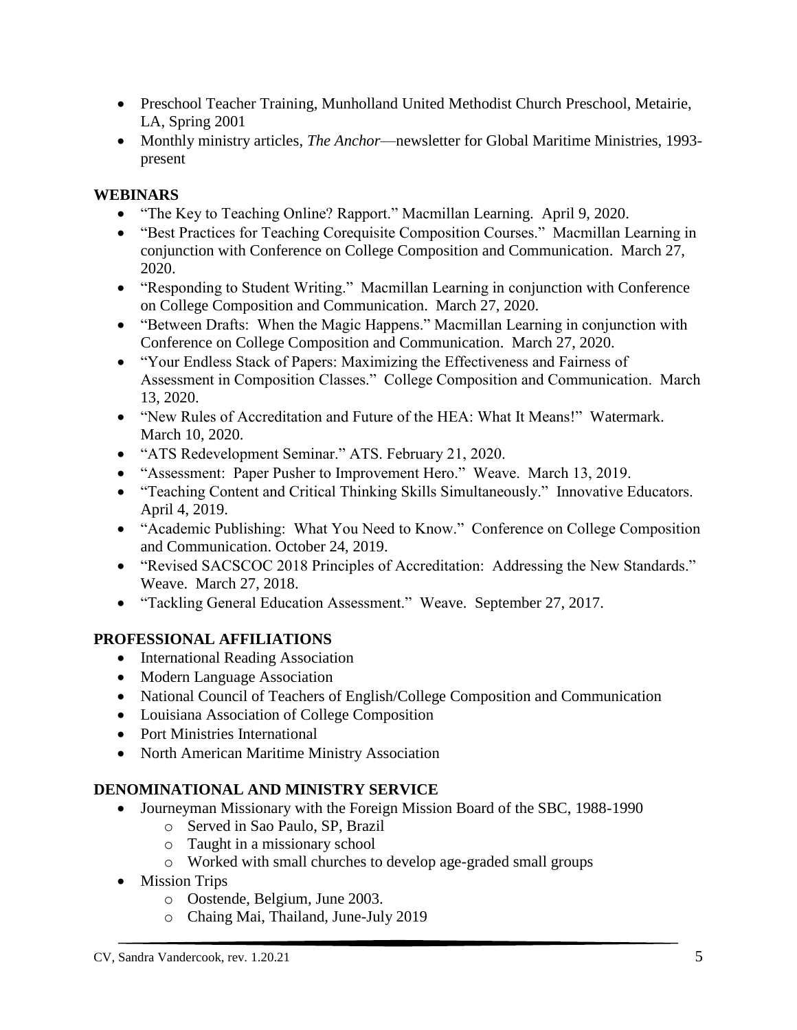- Preschool Teacher Training, Munholland United Methodist Church Preschool, Metairie, LA, Spring 2001
- Monthly ministry articles, *The Anchor*—newsletter for Global Maritime Ministries, 1993-present

**WEBINARS**

- "The Key to Teaching Online? Rapport." Macmillan Learning. April 9, 2020.
- "Best Practices for Teaching Corequisite Composition Courses." Macmillan Learning in conjunction with Conference on College Composition and Communication. March 27, 2020.
- "Responding to Student Writing." Macmillan Learning in conjunction with Conference on College Composition and Communication. March 27, 2020.
- "Between Drafts: When the Magic Happens." Macmillan Learning in conjunction with Conference on College Composition and Communication. March 27, 2020.
- "Your Endless Stack of Papers: Maximizing the Effectiveness and Fairness of Assessment in Composition Classes." College Composition and Communication. March 13, 2020.
- "New Rules of Accreditation and Future of the HEA: What It Means!" Watermark. March 10, 2020.
- "ATS Redevelopment Seminar." ATS. February 21, 2020.
- "Assessment: Paper Pusher to Improvement Hero." Weave. March 13, 2019.
- "Teaching Content and Critical Thinking Skills Simultaneously." Innovative Educators. April 4, 2019.
- "Academic Publishing: What You Need to Know." Conference on College Composition and Communication. October 24, 2019.
- "Revised SACSCOC 2018 Principles of Accreditation: Addressing the New Standards." Weave. March 27, 2018.
- "Tackling General Education Assessment." Weave. September 27, 2017.

**PROFESSIONAL AFFILIATIONS**

- International Reading Association
- Modern Language Association
- National Council of Teachers of English/College Composition and Communication
- Louisiana Association of College Composition
- Port Ministries International
- North American Maritime Ministry Association

**DENOMINATIONAL AND MINISTRY SERVICE**

- Journeyman Missionary with the Foreign Mission Board of the SBC, 1988-1990
  - Served in Sao Paulo, SP, Brazil
  - Taught in a missionary school
  - Worked with small churches to develop age-graded small groups
- Mission Trips
  - Oostende, Belgium, June 2003.
  - Chaing Mai, Thailand, June-July 2019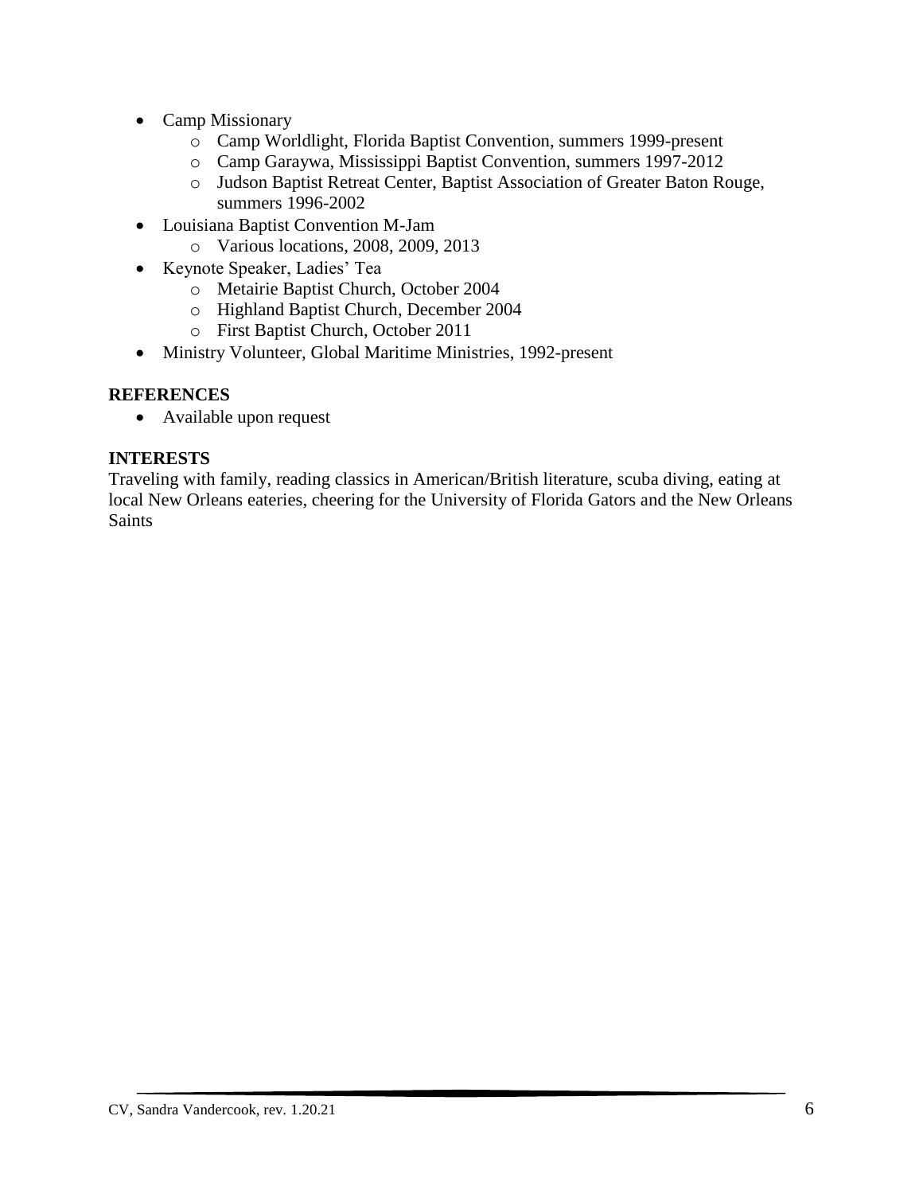- Camp Missionary
    - Camp Worldlight, Florida Baptist Convention, summers 1999-present
    - Camp Garaywa, Mississippi Baptist Convention, summers 1997-2012
    - Judson Baptist Retreat Center, Baptist Association of Greater Baton Rouge, summers 1996-2002
- Louisiana Baptist Convention M-Jam
    - Various locations, 2008, 2009, 2013
- Keynote Speaker, Ladies' Tea
    - Metairie Baptist Church, October 2004
    - Highland Baptist Church, December 2004
    - First Baptist Church, October 2011
- Ministry Volunteer, Global Maritime Ministries, 1992-present

**REFERENCES**

- Available upon request

**INTERESTS**

Traveling with family, reading classics in American/British literature, scuba diving, eating at local New Orleans eateries, cheering for the University of Florida Gators and the New Orleans Saints